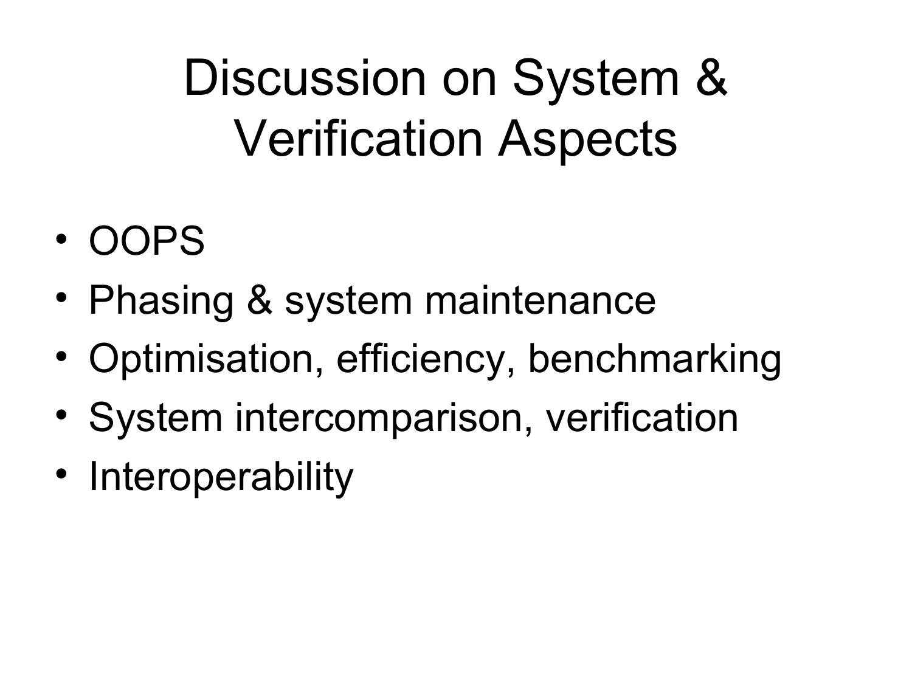# Discussion on System & Verification Aspects

- OOPS
- Phasing & system maintenance
- Optimisation, efficiency, benchmarking
- System intercomparison, verification
- Interoperability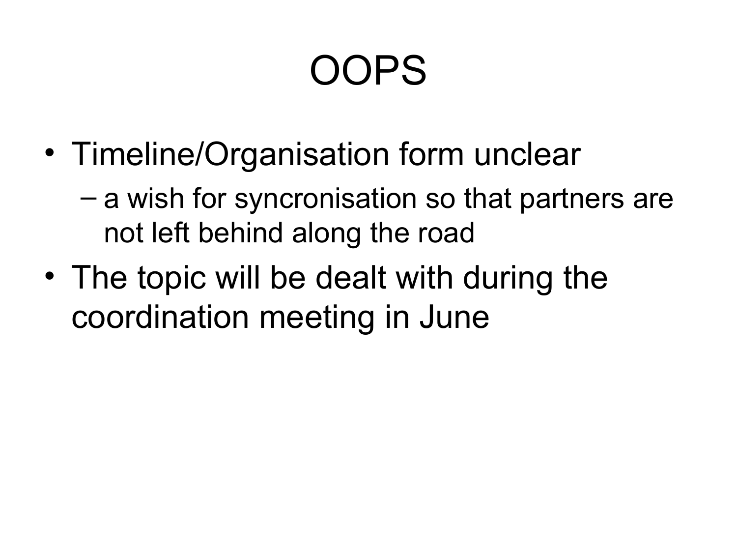# OOPS

- Timeline/Organisation form unclear
  - a wish for syncronisation so that partners are not left behind along the road
- The topic will be dealt with during the coordination meeting in June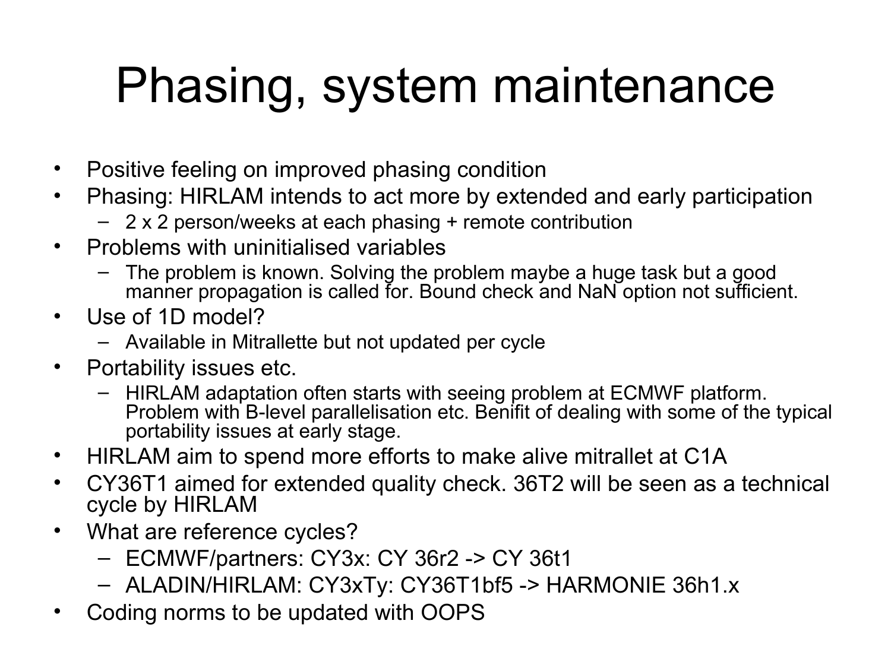# Phasing, system maintenance

- Positive feeling on improved phasing condition
- Phasing: HIRLAM intends to act more by extended and early participation
  - 2 x 2 person/weeks at each phasing + remote contribution
- Problems with uninitialised variables
  - The problem is known. Solving the problem maybe a huge task but a good manner propagation is called for. Bound check and NaN option not sufficient.
- Use of 1D model?
  - Available in Mitrallette but not updated per cycle
- Portability issues etc.
  - HIRLAM adaptation often starts with seeing problem at ECMWF platform. Problem with B-level parallelisation etc. Benifit of dealing with some of the typical portability issues at early stage.
- HIRLAM aim to spend more efforts to make alive mitrallet at C1A
- CY36T1 aimed for extended quality check. 36T2 will be seen as a technical cycle by HIRLAM
- What are reference cycles?
  - ECMWF/partners: CY3x: CY 36r2 -> CY 36t1
  - ALADIN/HIRLAM: CY3xTy: CY36T1bf5 -> HARMONIE 36h1.x
- Coding norms to be updated with OOPS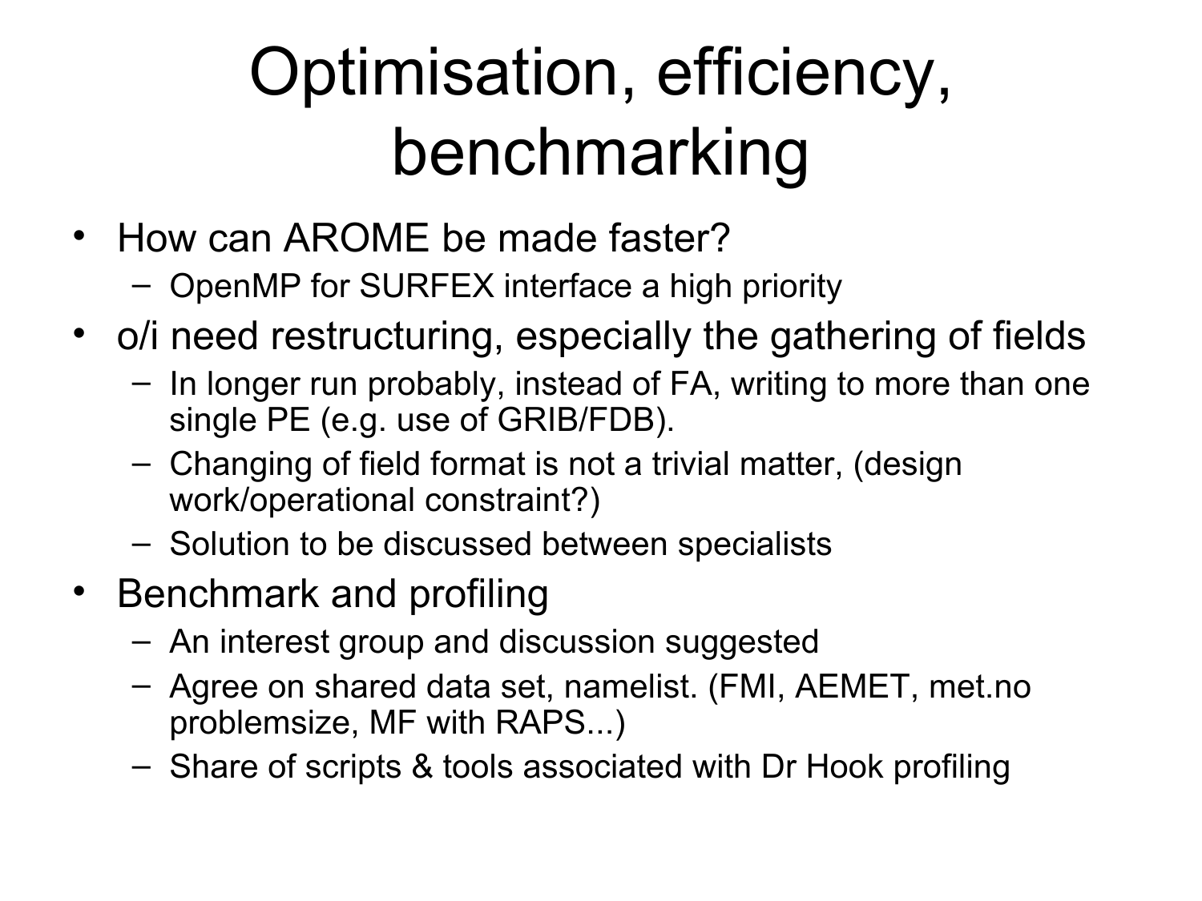# Optimisation, efficiency, benchmarking

- How can AROME be made faster?
  - OpenMP for SURFEX interface a high priority
- o/i need restructuring, especially the gathering of fields
  - In longer run probably, instead of FA, writing to more than one single PE (e.g. use of GRIB/FDB).
  - Changing of field format is not a trivial matter, (design work/operational constraint?)
  - Solution to be discussed between specialists
- Benchmark and profiling
  - An interest group and discussion suggested
  - Agree on shared data set, namelist. (FMI, AEMET, met.no problemsize, MF with RAPS...)
  - Share of scripts & tools associated with Dr Hook profiling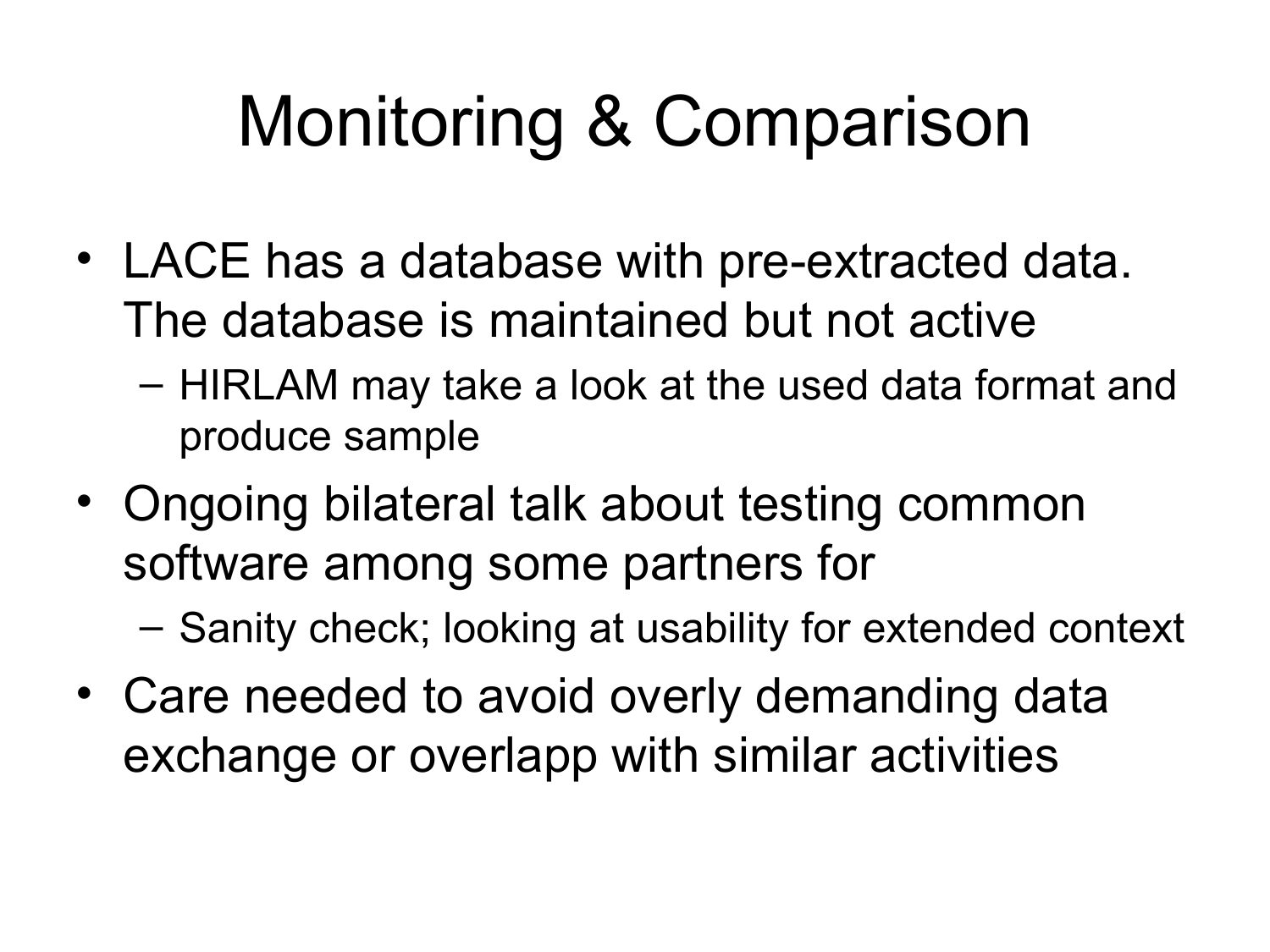# Monitoring & Comparison

- LACE has a database with pre-extracted data. The database is maintained but not active
  - HIRLAM may take a look at the used data format and produce sample
- Ongoing bilateral talk about testing common software among some partners for
  - Sanity check; looking at usability for extended context
- Care needed to avoid overly demanding data exchange or overlapp with similar activities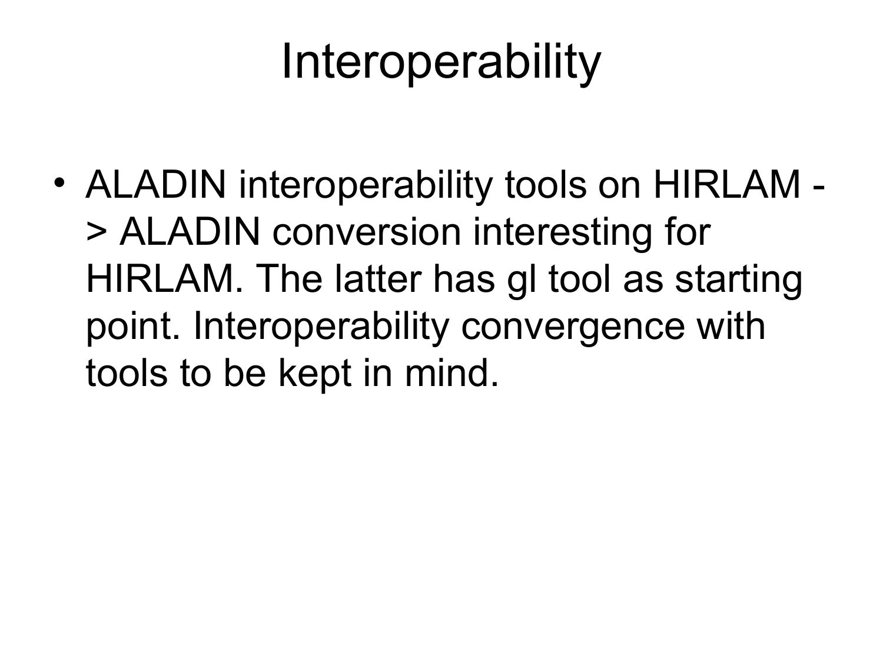# Interoperability

- ALADIN interoperability tools on HIRLAM -> ALADIN conversion interesting for HIRLAM. The latter has gl tool as starting point. Interoperability convergence with tools to be kept in mind.